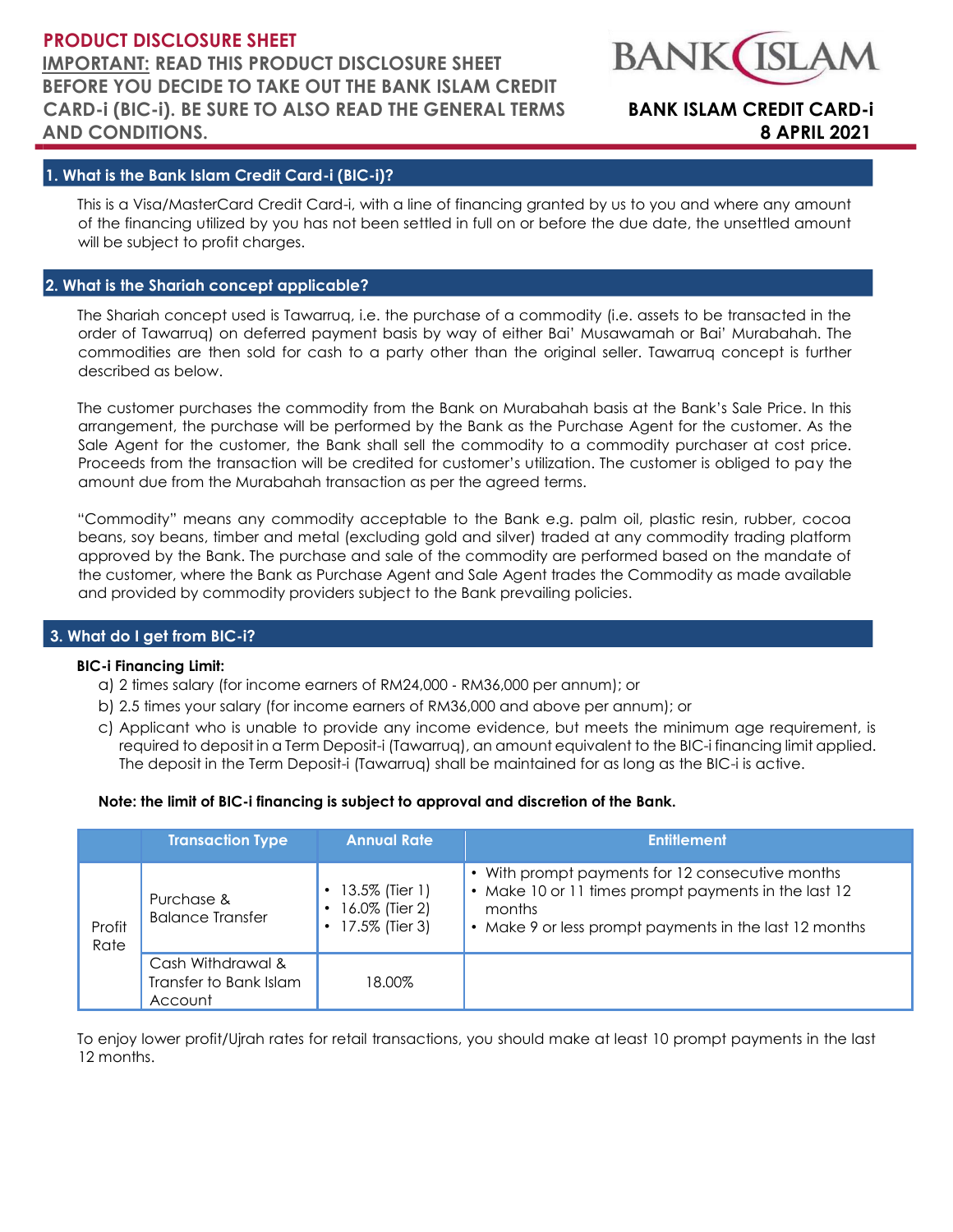# PRODUCT DISCLOSURE SHEET

**IMPORTANT: READ THIS PRODUCT DISCLOSURE SHEET BEFORE YOU DECIDE TO TAKE OUT THE BANK ISLAM CREDIT CARD-i (BIC-i). BE SURE TO ALSO READ THE GENERAL TERMS AND CONDITIONS.**

BANK ISLAM

**BANK ISLAM CREDIT CARD-i**
**8 APRIL 2021**

## 1. What is the Bank Islam Credit Card-i (BIC-i)?

This is a Visa/MasterCard Credit Card-i, with a line of financing granted by us to you and where any amount of the financing utilized by you has not been settled in full on or before the due date, the unsettled amount will be subject to profit charges.

## 2. What is the Shariah concept applicable?

The Shariah concept used is Tawarruq, i.e. the purchase of a commodity (i.e. assets to be transacted in the order of Tawarruq) on deferred payment basis by way of either Bai' Musawamah or Bai' Murabahah. The commodities are then sold for cash to a party other than the original seller. Tawarruq concept is further described as below.

The customer purchases the commodity from the Bank on Murabahah basis at the Bank's Sale Price. In this arrangement, the purchase will be performed by the Bank as the Purchase Agent for the customer. As the Sale Agent for the customer, the Bank shall sell the commodity to a commodity purchaser at cost price. Proceeds from the transaction will be credited for customer's utilization. The customer is obliged to pay the amount due from the Murabahah transaction as per the agreed terms.

"Commodity" means any commodity acceptable to the Bank e.g. palm oil, plastic resin, rubber, cocoa beans, soy beans, timber and metal (excluding gold and silver) traded at any commodity trading platform approved by the Bank. The purchase and sale of the commodity are performed based on the mandate of the customer, where the Bank as Purchase Agent and Sale Agent trades the Commodity as made available and provided by commodity providers subject to the Bank prevailing policies.

## 3. What do I get from BIC-i?

**BIC-i Financing Limit:**

a) 2 times salary (for income earners of RM24,000 - RM36,000 per annum); or
b) 2.5 times your salary (for income earners of RM36,000 and above per annum); or
c) Applicant who is unable to provide any income evidence, but meets the minimum age requirement, is required to deposit in a Term Deposit-i (Tawarruq), an amount equivalent to the BIC-i financing limit applied. The deposit in the Term Deposit-i (Tawarruq) shall be maintained for as long as the BIC-i is active.

**Note: the limit of BIC-i financing is subject to approval and discretion of the Bank.**

| | Transaction Type | Annual Rate | Entitlement |
|---|---|---|---|
| Profit Rate | Purchase & Balance Transfer | • 13.5% (Tier 1)<br>• 16.0% (Tier 2)<br>• 17.5% (Tier 3) | • With prompt payments for 12 consecutive months<br>• Make 10 or 11 times prompt payments in the last 12 months<br>• Make 9 or less prompt payments in the last 12 months |
| | Cash Withdrawal & Transfer to Bank Islam Account | 18.00% | |

To enjoy lower profit/Ujrah rates for retail transactions, you should make at least 10 prompt payments in the last 12 months.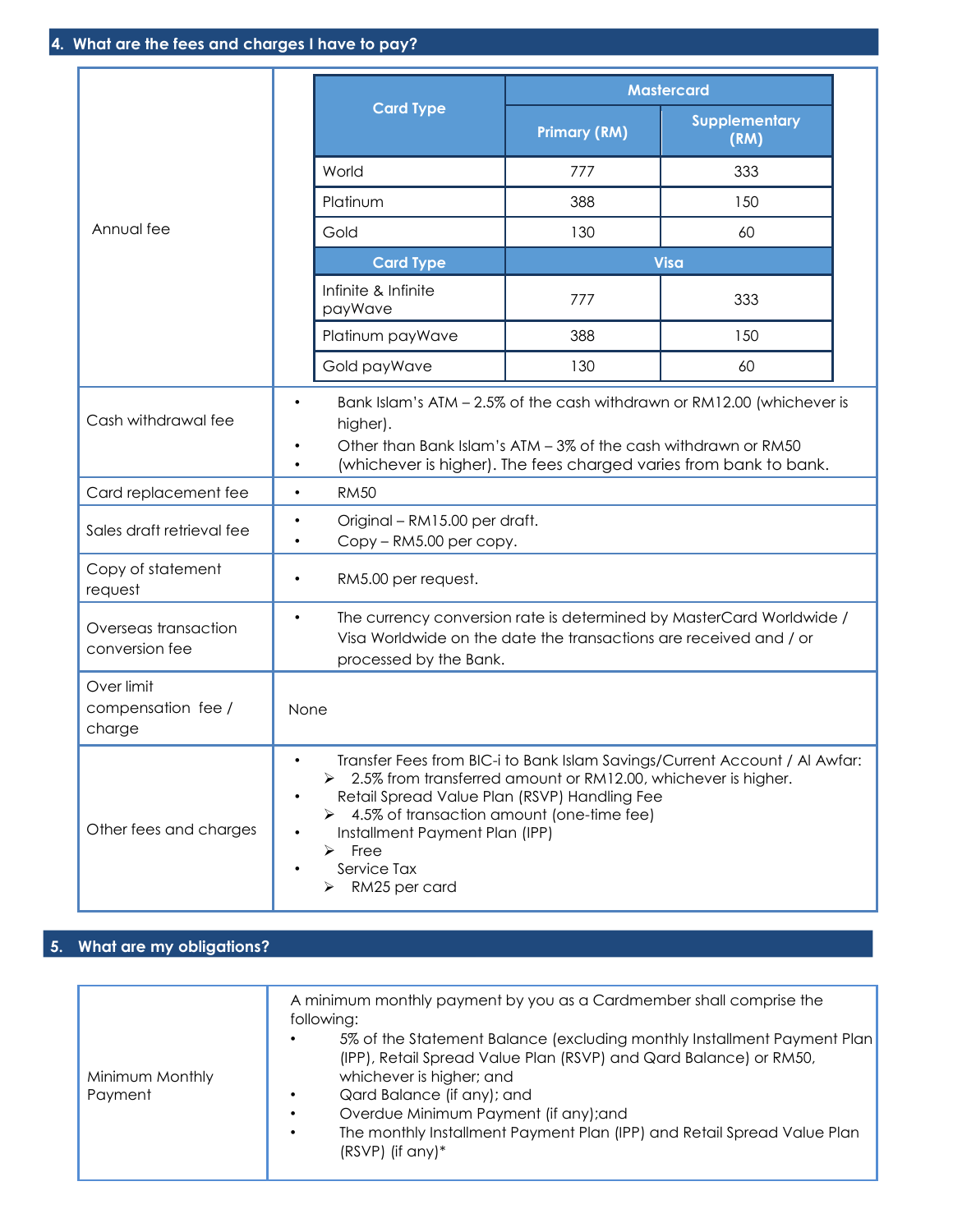## 4. What are the fees and charges I have to pay?

**Annual fee**

| Card Type | Mastercard | |
|---|---|---|
| | Primary (RM) | Supplementary (RM) |
| World | 777 | 333 |
| Platinum | 388 | 150 |
| Gold | 130 | 60 |
| **Card Type** | **Visa** | |
| Infinite & Infinite payWave | 777 | 333 |
| Platinum payWave | 388 | 150 |
| Gold payWave | 130 | 60 |

| Fee | Details |
|---|---|
| Cash withdrawal fee | • Bank Islam's ATM – 2.5% of the cash withdrawn or RM12.00 (whichever is higher).<br>• Other than Bank Islam's ATM – 3% of the cash withdrawn or RM50<br>• (whichever is higher). The fees charged varies from bank to bank. |
| Card replacement fee | • RM50 |
| Sales draft retrieval fee | • Original – RM15.00 per draft.<br>• Copy – RM5.00 per copy. |
| Copy of statement request | • RM5.00 per request. |
| Overseas transaction conversion fee | • The currency conversion rate is determined by MasterCard Worldwide / Visa Worldwide on the date the transactions are received and / or processed by the Bank. |
| Over limit compensation fee / charge | None |
| Other fees and charges | • Transfer Fees from BIC-i to Bank Islam Savings/Current Account / Al Awfar:<br>➢ 2.5% from transferred amount or RM12.00, whichever is higher.<br>• Retail Spread Value Plan (RSVP) Handling Fee<br>➢ 4.5% of transaction amount (one-time fee)<br>• Installment Payment Plan (IPP)<br>➢ Free<br>• Service Tax<br>➢ RM25 per card |

## 5. What are my obligations?

| | |
|---|---|
| Minimum Monthly Payment | A minimum monthly payment by you as a Cardmember shall comprise the following:<br>• 5% of the Statement Balance (excluding monthly Installment Payment Plan (IPP), Retail Spread Value Plan (RSVP) and Qard Balance) or RM50, whichever is higher; and<br>• Qard Balance (if any); and<br>• Overdue Minimum Payment (if any);and<br>• The monthly Installment Payment Plan (IPP) and Retail Spread Value Plan (RSVP) (if any)* |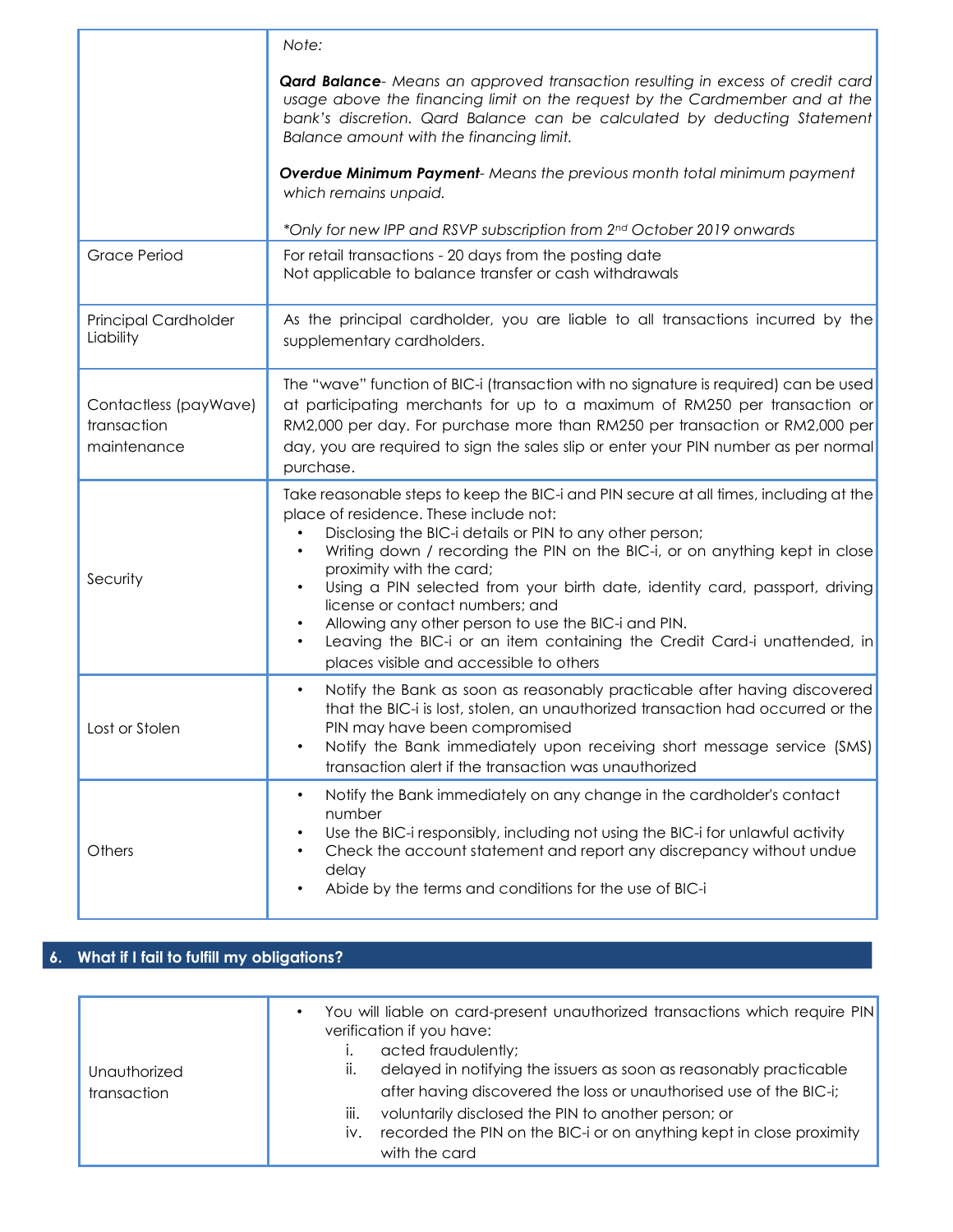| | |
|---|---|
| | *Note:*<br><br>***Qard Balance**- Means an approved transaction resulting in excess of credit card usage above the financing limit on the request by the Cardmember and at the bank's discretion. Qard Balance can be calculated by deducting Statement Balance amount with the financing limit.*<br><br>***Overdue Minimum Payment**- Means the previous month total minimum payment which remains unpaid.*<br><br>**Only for new IPP and RSVP subscription from 2nd October 2019 onwards* |
| Grace Period | For retail transactions - 20 days from the posting date<br>Not applicable to balance transfer or cash withdrawals |
| Principal Cardholder Liability | As the principal cardholder, you are liable to all transactions incurred by the supplementary cardholders. |
| Contactless (payWave) transaction maintenance | The "wave" function of BIC-i (transaction with no signature is required) can be used at participating merchants for up to a maximum of RM250 per transaction or RM2,000 per day. For purchase more than RM250 per transaction or RM2,000 per day, you are required to sign the sales slip or enter your PIN number as per normal purchase. |
| Security | Take reasonable steps to keep the BIC-i and PIN secure at all times, including at the place of residence. These include not:<br>• Disclosing the BIC-i details or PIN to any other person;<br>• Writing down / recording the PIN on the BIC-i, or on anything kept in close proximity with the card;<br>• Using a PIN selected from your birth date, identity card, passport, driving license or contact numbers; and<br>• Allowing any other person to use the BIC-i and PIN.<br>• Leaving the BIC-i or an item containing the Credit Card-i unattended, in places visible and accessible to others |
| Lost or Stolen | • Notify the Bank as soon as reasonably practicable after having discovered that the BIC-i is lost, stolen, an unauthorized transaction had occurred or the PIN may have been compromised<br>• Notify the Bank immediately upon receiving short message service (SMS) transaction alert if the transaction was unauthorized |
| Others | • Notify the Bank immediately on any change in the cardholder's contact number<br>• Use the BIC-i responsibly, including not using the BIC-i for unlawful activity<br>• Check the account statement and report any discrepancy without undue delay<br>• Abide by the terms and conditions for the use of BIC-i |

## 6. What if I fail to fulfill my obligations?

| | |
|---|---|
| Unauthorized transaction | • You will liable on card-present unauthorized transactions which require PIN verification if you have:<br>i. acted fraudulently;<br>ii. delayed in notifying the issuers as soon as reasonably practicable after having discovered the loss or unauthorised use of the BIC-i;<br>iii. voluntarily disclosed the PIN to another person; or<br>iv. recorded the PIN on the BIC-i or on anything kept in close proximity with the card |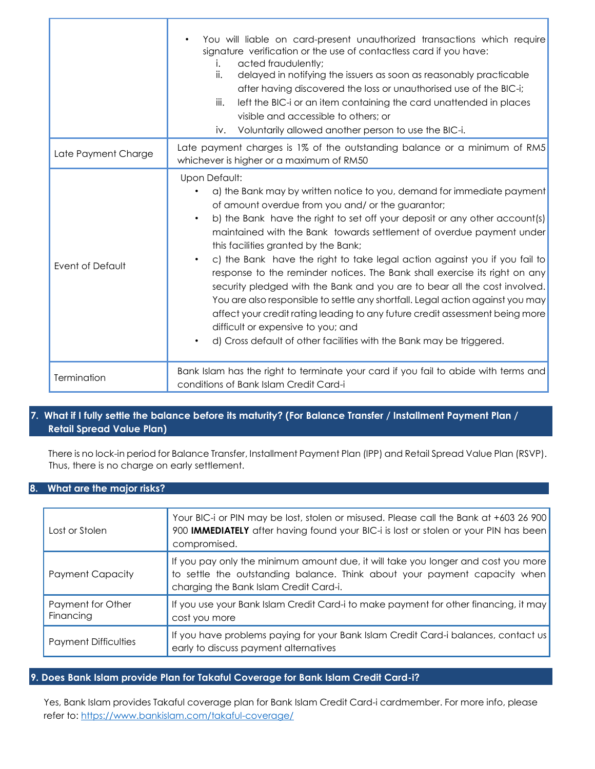| | |
|---|---|
| | • You will liable on card-present unauthorized transactions which require signature verification or the use of contactless card if you have:<br>i. acted fraudulently;<br>ii. delayed in notifying the issuers as soon as reasonably practicable after having discovered the loss or unauthorised use of the BIC-i;<br>iii. left the BIC-i or an item containing the card unattended in places visible and accessible to others; or<br>iv. Voluntarily allowed another person to use the BIC-i. |
| Late Payment Charge | Late payment charges is 1% of the outstanding balance or a minimum of RM5 whichever is higher or a maximum of RM50 |
| Event of Default | Upon Default:<br>• a) the Bank may by written notice to you, demand for immediate payment of amount overdue from you and/ or the guarantor;<br>• b) the Bank have the right to set off your deposit or any other account(s) maintained with the Bank towards settlement of overdue payment under this facilities granted by the Bank;<br>• c) the Bank have the right to take legal action against you if you fail to response to the reminder notices. The Bank shall exercise its right on any security pledged with the Bank and you are to bear all the cost involved. You are also responsible to settle any shortfall. Legal action against you may affect your credit rating leading to any future credit assessment being more difficult or expensive to you; and<br>• d) Cross default of other facilities with the Bank may be triggered. |
| Termination | Bank Islam has the right to terminate your card if you fail to abide with terms and conditions of Bank Islam Credit Card-i |

## 7. What if I fully settle the balance before its maturity? (For Balance Transfer / Installment Payment Plan / Retail Spread Value Plan)

There is no lock-in period for Balance Transfer, Installment Payment Plan (IPP) and Retail Spread Value Plan (RSVP). Thus, there is no charge on early settlement.

## 8. What are the major risks?

| | |
|---|---|
| Lost or Stolen | Your BIC-i or PIN may be lost, stolen or misused. Please call the Bank at +603 26 900 900 **IMMEDIATELY** after having found your BIC-i is lost or stolen or your PIN has been compromised. |
| Payment Capacity | If you pay only the minimum amount due, it will take you longer and cost you more to settle the outstanding balance. Think about your payment capacity when charging the Bank Islam Credit Card-i. |
| Payment for Other Financing | If you use your Bank Islam Credit Card-i to make payment for other financing, it may cost you more |
| Payment Difficulties | If you have problems paying for your Bank Islam Credit Card-i balances, contact us early to discuss payment alternatives |

## 9. Does Bank Islam provide Plan for Takaful Coverage for Bank Islam Credit Card-i?

Yes, Bank Islam provides Takaful coverage plan for Bank Islam Credit Card-i cardmember. For more info, please refer to: https://www.bankislam.com/takaful-coverage/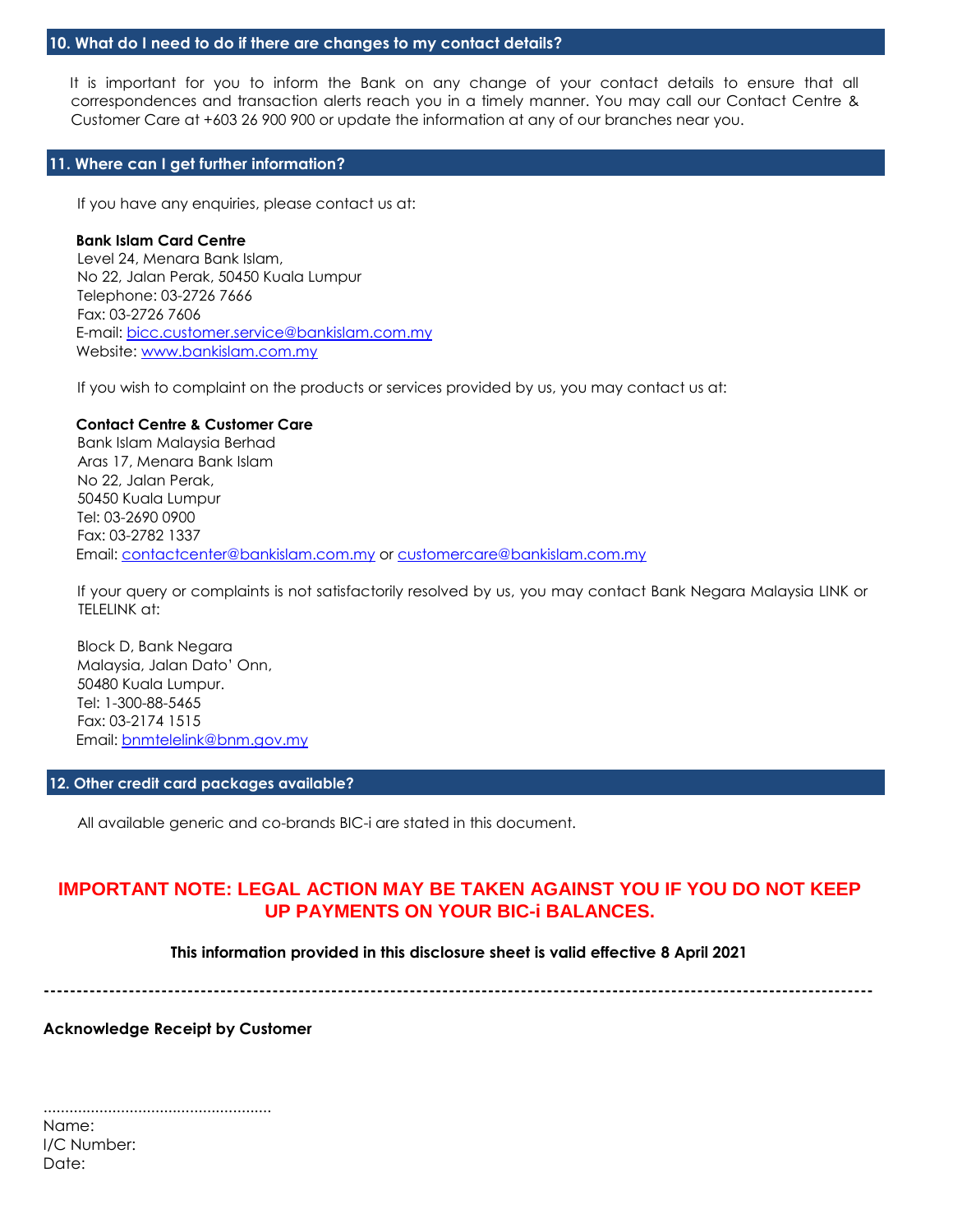## 10. What do I need to do if there are changes to my contact details?

It is important for you to inform the Bank on any change of your contact details to ensure that all correspondences and transaction alerts reach you in a timely manner. You may call our Contact Centre & Customer Care at +603 26 900 900 or update the information at any of our branches near you.

## 11. Where can I get further information?

If you have any enquiries, please contact us at:

**Bank Islam Card Centre**
Level 24, Menara Bank Islam,
No 22, Jalan Perak, 50450 Kuala Lumpur
Telephone: 03-2726 7666
Fax: 03-2726 7606
E-mail: bicc.customer.service@bankislam.com.my
Website: www.bankislam.com.my

If you wish to complaint on the products or services provided by us, you may contact us at:

**Contact Centre & Customer Care**
Bank Islam Malaysia Berhad
Aras 17, Menara Bank Islam
No 22, Jalan Perak,
50450 Kuala Lumpur
Tel: 03-2690 0900
Fax: 03-2782 1337
Email: contactcenter@bankislam.com.my or customercare@bankislam.com.my

If your query or complaints is not satisfactorily resolved by us, you may contact Bank Negara Malaysia LINK or TELELINK at:

Block D, Bank Negara
Malaysia, Jalan Dato' Onn,
50480 Kuala Lumpur.
Tel: 1-300-88-5465
Fax: 03-2174 1515
Email: bnmtelelink@bnm.gov.my

## 12. Other credit card packages available?

All available generic and co-brands BIC-i are stated in this document.

**IMPORTANT NOTE: LEGAL ACTION MAY BE TAKEN AGAINST YOU IF YOU DO NOT KEEP UP PAYMENTS ON YOUR BIC-i BALANCES.**

**This information provided in this disclosure sheet is valid effective 8 April 2021**

---

**Acknowledge Receipt by Customer**

....................................................
Name:
I/C Number:
Date: